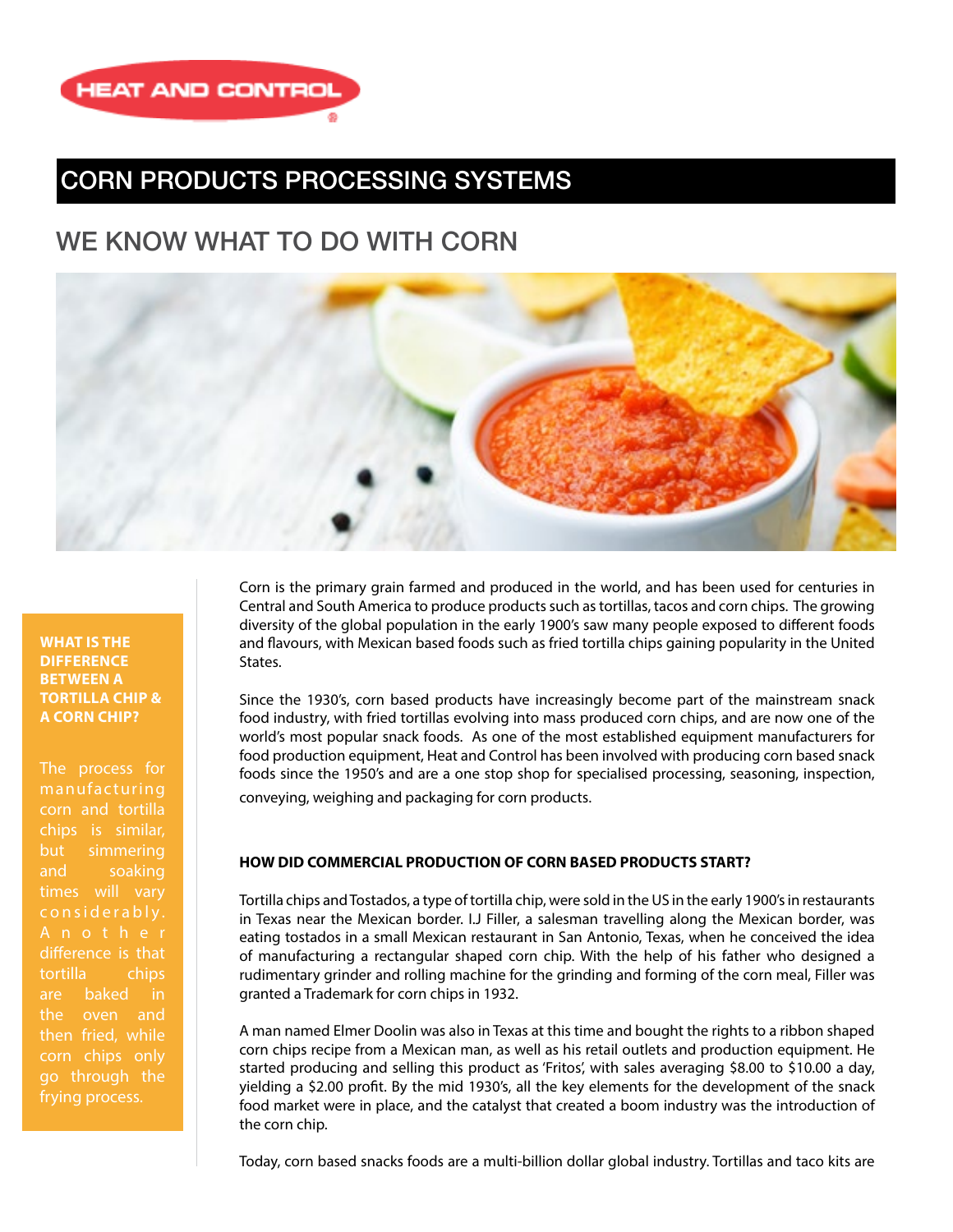HEAT AND CONTROL

# CORN PRODUCTS PROCESSING SYSTEMS

## WE KNOW WHAT TO DO WITH CORN

**WHAT IS THE DIFFERENCE BETWEEN A TORTILLA CHIP & A CORN CHIP?**

The process for manufacturing corn and tortilla chips is similar, but simmering and soaking times will vary considerably. Another difference is that tortilla chips are baked in the oven and then fried, while corn chips only go through the frying process.

Corn is the primary grain farmed and produced in the world, and has been used for centuries in Central and South America to produce products such as tortillas, tacos and corn chips. The growing diversity of the global population in the early 1900's saw many people exposed to different foods and flavours, with Mexican based foods such as fried tortilla chips gaining popularity in the United States.

Since the 1930's, corn based products have increasingly become part of the mainstream snack food industry, with fried tortillas evolving into mass produced corn chips, and are now one of the world's most popular snack foods. As one of the most established equipment manufacturers for food production equipment, Heat and Control has been involved with producing corn based snack foods since the 1950's and are a one stop shop for specialised processing, seasoning, inspection, conveying, weighing and packaging for corn products.

**HOW DID COMMERCIAL PRODUCTION OF CORN BASED PRODUCTS START?**

Tortilla chips and Tostados, a type of tortilla chip, were sold in the US in the early 1900's in restaurants in Texas near the Mexican border. I.J Filler, a salesman travelling along the Mexican border, was eating tostados in a small Mexican restaurant in San Antonio, Texas, when he conceived the idea of manufacturing a rectangular shaped corn chip. With the help of his father who designed a rudimentary grinder and rolling machine for the grinding and forming of the corn meal, Filler was granted a Trademark for corn chips in 1932.

A man named Elmer Doolin was also in Texas at this time and bought the rights to a ribbon shaped corn chips recipe from a Mexican man, as well as his retail outlets and production equipment. He started producing and selling this product as 'Fritos', with sales averaging $8.00 to $10.00 a day, yielding a $2.00 profit. By the mid 1930's, all the key elements for the development of the snack food market were in place, and the catalyst that created a boom industry was the introduction of the corn chip.

Today, corn based snacks foods are a multi-billion dollar global industry. Tortillas and taco kits are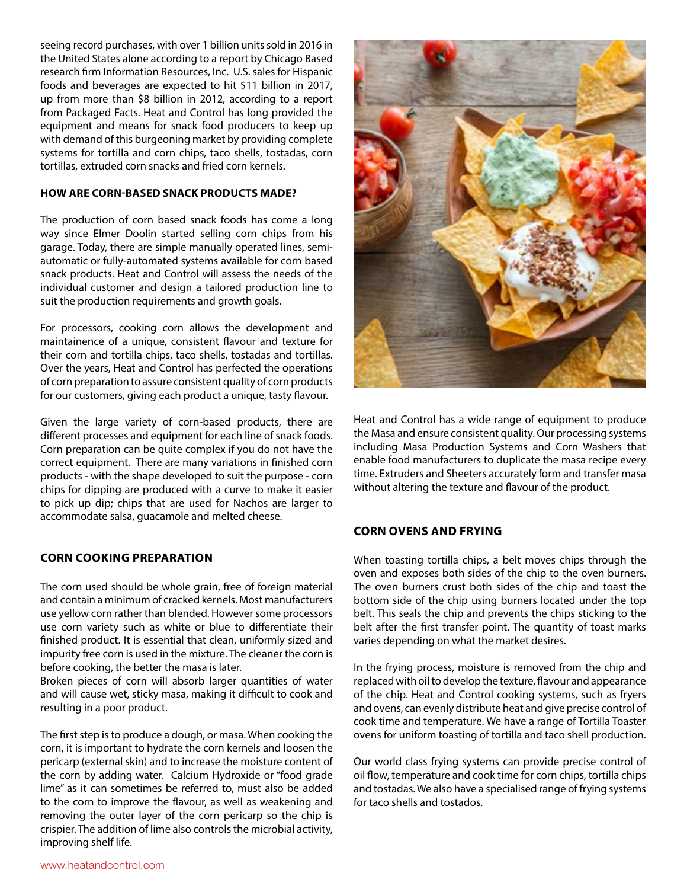seeing record purchases, with over 1 billion units sold in 2016 in the United States alone according to a report by Chicago Based research firm Information Resources, Inc. U.S. sales for Hispanic foods and beverages are expected to hit $11 billion in 2017, up from more than $8 billion in 2012, according to a report from Packaged Facts. Heat and Control has long provided the equipment and means for snack food producers to keep up with demand of this burgeoning market by providing complete systems for tortilla and corn chips, taco shells, tostadas, corn tortillas, extruded corn snacks and fried corn kernels.

### HOW ARE CORN-BASED SNACK PRODUCTS MADE?

The production of corn based snack foods has come a long way since Elmer Doolin started selling corn chips from his garage. Today, there are simple manually operated lines, semi-automatic or fully-automated systems available for corn based snack products. Heat and Control will assess the needs of the individual customer and design a tailored production line to suit the production requirements and growth goals.

For processors, cooking corn allows the development and maintainence of a unique, consistent flavour and texture for their corn and tortilla chips, taco shells, tostadas and tortillas. Over the years, Heat and Control has perfected the operations of corn preparation to assure consistent quality of corn products for our customers, giving each product a unique, tasty flavour.

Given the large variety of corn-based products, there are different processes and equipment for each line of snack foods. Corn preparation can be quite complex if you do not have the correct equipment. There are many variations in finished corn products - with the shape developed to suit the purpose - corn chips for dipping are produced with a curve to make it easier to pick up dip; chips that are used for Nachos are larger to accommodate salsa, guacamole and melted cheese.

## CORN COOKING PREPARATION

The corn used should be whole grain, free of foreign material and contain a minimum of cracked kernels. Most manufacturers use yellow corn rather than blended. However some processors use corn variety such as white or blue to differentiate their finished product. It is essential that clean, uniformly sized and impurity free corn is used in the mixture. The cleaner the corn is before cooking, the better the masa is later.
Broken pieces of corn will absorb larger quantities of water and will cause wet, sticky masa, making it difficult to cook and resulting in a poor product.

The first step is to produce a dough, or masa. When cooking the corn, it is important to hydrate the corn kernels and loosen the pericarp (external skin) and to increase the moisture content of the corn by adding water. Calcium Hydroxide or "food grade lime" as it can sometimes be referred to, must also be added to the corn to improve the flavour, as well as weakening and removing the outer layer of the corn pericarp so the chip is crispier. The addition of lime also controls the microbial activity, improving shelf life.

Heat and Control has a wide range of equipment to produce the Masa and ensure consistent quality. Our processing systems including Masa Production Systems and Corn Washers that enable food manufacturers to duplicate the masa recipe every time. Extruders and Sheeters accurately form and transfer masa without altering the texture and flavour of the product.

## CORN OVENS AND FRYING

When toasting tortilla chips, a belt moves chips through the oven and exposes both sides of the chip to the oven burners. The oven burners crust both sides of the chip and toast the bottom side of the chip using burners located under the top belt. This seals the chip and prevents the chips sticking to the belt after the first transfer point. The quantity of toast marks varies depending on what the market desires.

In the frying process, moisture is removed from the chip and replaced with oil to develop the texture, flavour and appearance of the chip. Heat and Control cooking systems, such as fryers and ovens, can evenly distribute heat and give precise control of cook time and temperature. We have a range of Tortilla Toaster ovens for uniform toasting of tortilla and taco shell production.

Our world class frying systems can provide precise control of oil flow, temperature and cook time for corn chips, tortilla chips and tostadas. We also have a specialised range of frying systems for taco shells and tostados.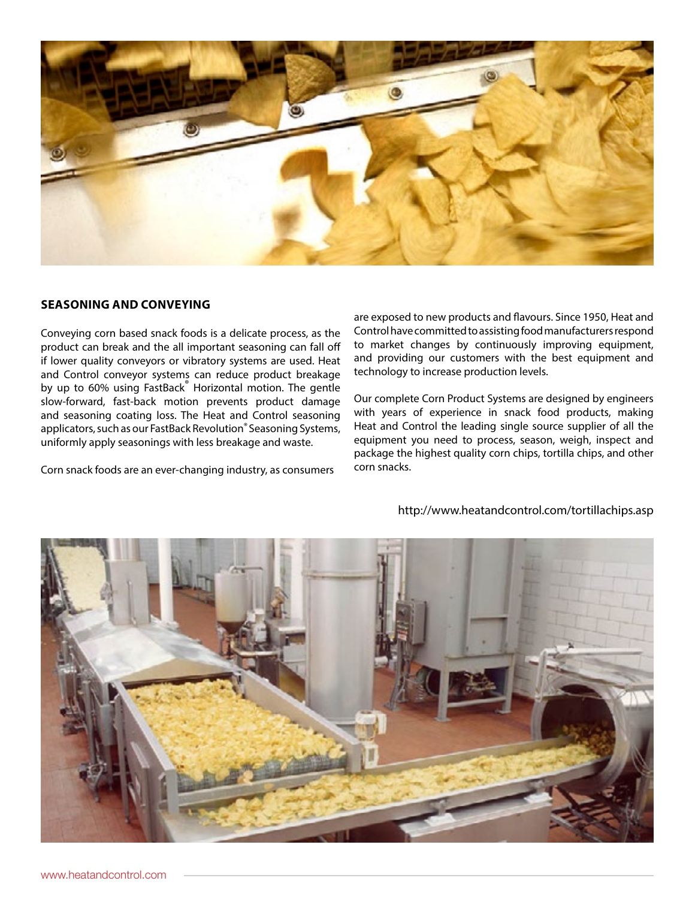## SEASONING AND CONVEYING

Conveying corn based snack foods is a delicate process, as the product can break and the all important seasoning can fall off if lower quality conveyors or vibratory systems are used. Heat and Control conveyor systems can reduce product breakage by up to 60% using FastBack® Horizontal motion. The gentle slow-forward, fast-back motion prevents product damage and seasoning coating loss. The Heat and Control seasoning applicators, such as our FastBack Revolution® Seasoning Systems, uniformly apply seasonings with less breakage and waste.

Corn snack foods are an ever-changing industry, as consumers are exposed to new products and flavours. Since 1950, Heat and Control have committed to assisting food manufacturers respond to market changes by continuously improving equipment, and providing our customers with the best equipment and technology to increase production levels.

Our complete Corn Product Systems are designed by engineers with years of experience in snack food products, making Heat and Control the leading single source supplier of all the equipment you need to process, season, weigh, inspect and package the highest quality corn chips, tortilla chips, and other corn snacks.

http://www.heatandcontrol.com/tortillachips.asp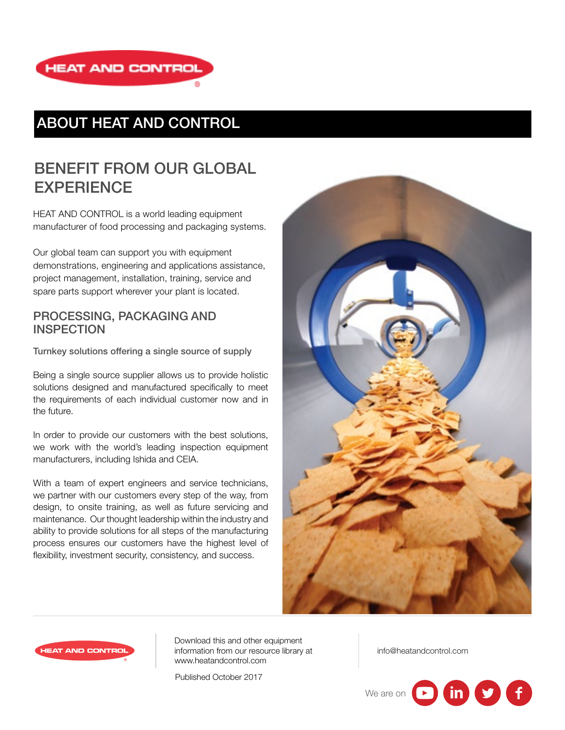# ABOUT HEAT AND CONTROL

## BENEFIT FROM OUR GLOBAL EXPERIENCE

HEAT AND CONTROL is a world leading equipment manufacturer of food processing and packaging systems.

Our global team can support you with equipment demonstrations, engineering and applications assistance, project management, installation, training, service and spare parts support wherever your plant is located.

## PROCESSING, PACKAGING AND INSPECTION

**Turnkey solutions offering a single source of supply**

Being a single source supplier allows us to provide holistic solutions designed and manufactured specifically to meet the requirements of each individual customer now and in the future.

In order to provide our customers with the best solutions, we work with the world's leading inspection equipment manufacturers, including Ishida and CEIA.

With a team of expert engineers and service technicians, we partner with our customers every step of the way, from design, to onsite training, as well as future servicing and maintenance. Our thought leadership within the industry and ability to provide solutions for all steps of the manufacturing process ensures our customers have the highest level of flexibility, investment security, consistency, and success.

Download this and other equipment information from our resource library at www.heatandcontrol.com

Published October 2017

info@heatandcontrol.com

We are on